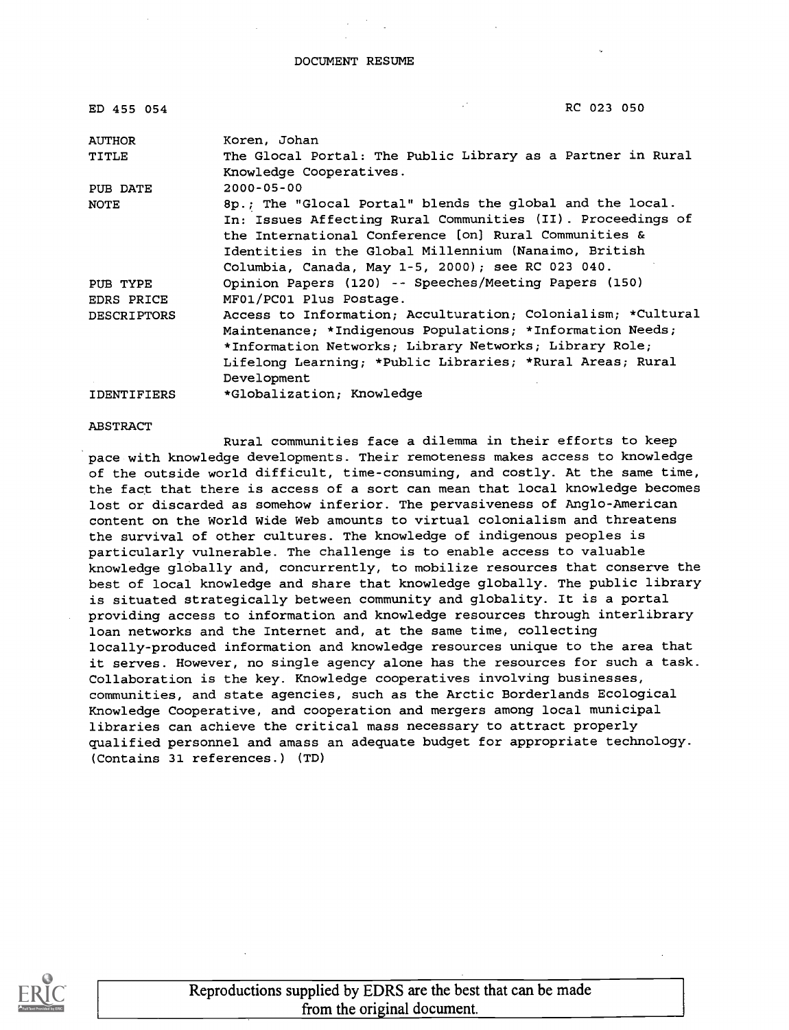DOCUMENT RESUME

| | |
|---|---|
| ED 455 054 | RC 023 050 |
| AUTHOR | Koren, Johan |
| TITLE | The Glocal Portal: The Public Library as a Partner in Rural Knowledge Cooperatives. |
| PUB DATE | 2000-05-00 |
| NOTE | 8p.; The "Glocal Portal" blends the global and the local. In: Issues Affecting Rural Communities (II). Proceedings of the International Conference [on] Rural Communities & Identities in the Global Millennium (Nanaimo, British Columbia, Canada, May 1-5, 2000); see RC 023 040. |
| PUB TYPE | Opinion Papers (120) -- Speeches/Meeting Papers (150) |
| EDRS PRICE | MF01/PC01 Plus Postage. |
| DESCRIPTORS | Access to Information; Acculturation; Colonialism; *Cultural Maintenance; *Indigenous Populations; *Information Needs; *Information Networks; Library Networks; Library Role; Lifelong Learning; *Public Libraries; *Rural Areas; Rural Development |
| IDENTIFIERS | *Globalization; Knowledge |

ABSTRACT

Rural communities face a dilemma in their efforts to keep pace with knowledge developments. Their remoteness makes access to knowledge of the outside world difficult, time-consuming, and costly. At the same time, the fact that there is access of a sort can mean that local knowledge becomes lost or discarded as somehow inferior. The pervasiveness of Anglo-American content on the World Wide Web amounts to virtual colonialism and threatens the survival of other cultures. The knowledge of indigenous peoples is particularly vulnerable. The challenge is to enable access to valuable knowledge globally and, concurrently, to mobilize resources that conserve the best of local knowledge and share that knowledge globally. The public library is situated strategically between community and globality. It is a portal providing access to information and knowledge resources through interlibrary loan networks and the Internet and, at the same time, collecting locally-produced information and knowledge resources unique to the area that it serves. However, no single agency alone has the resources for such a task. Collaboration is the key. Knowledge cooperatives involving businesses, communities, and state agencies, such as the Arctic Borderlands Ecological Knowledge Cooperative, and cooperation and mergers among local municipal libraries can achieve the critical mass necessary to attract properly qualified personnel and amass an adequate budget for appropriate technology. (Contains 31 references.) (TD)

Reproductions supplied by EDRS are the best that can be made from the original document.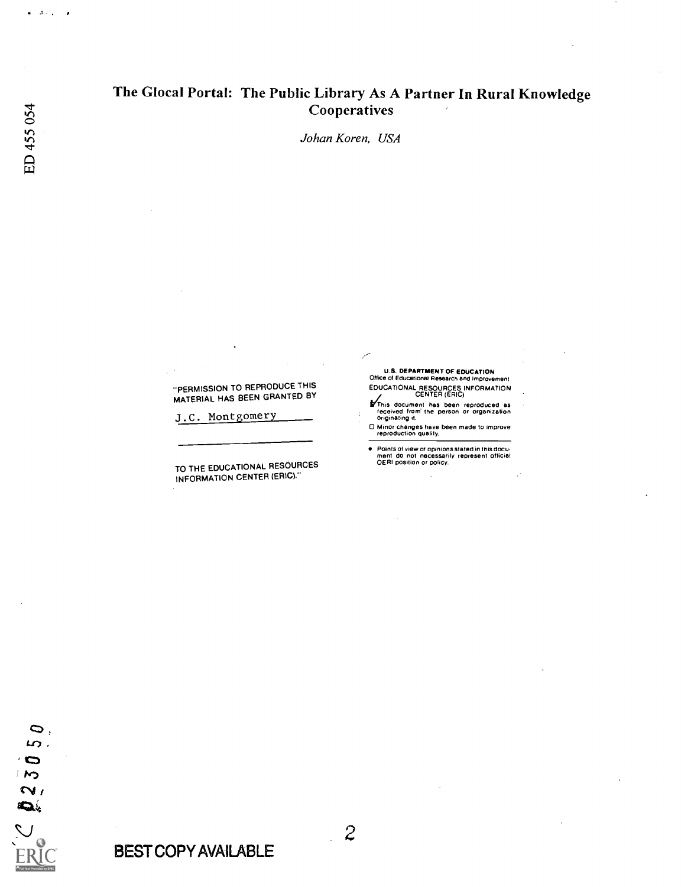# The Glocal Portal: The Public Library As A Partner In Rural Knowledge Cooperatives

*Johan Koren, USA*

"PERMISSION TO REPRODUCE THIS MATERIAL HAS BEEN GRANTED BY

J.C. Montgomery

TO THE EDUCATIONAL RESOURCES INFORMATION CENTER (ERIC)."

U.S. DEPARTMENT OF EDUCATION
Office of Educational Research and Improvement
EDUCATIONAL RESOURCES INFORMATION CENTER (ERIC)

- ☑ This document has been reproduced as received from the person or organization originating it.
- ☐ Minor changes have been made to improve reproduction quality.

- Points of view or opinions stated in this document do not necessarily represent official OERI position or policy.

BEST COPY AVAILABLE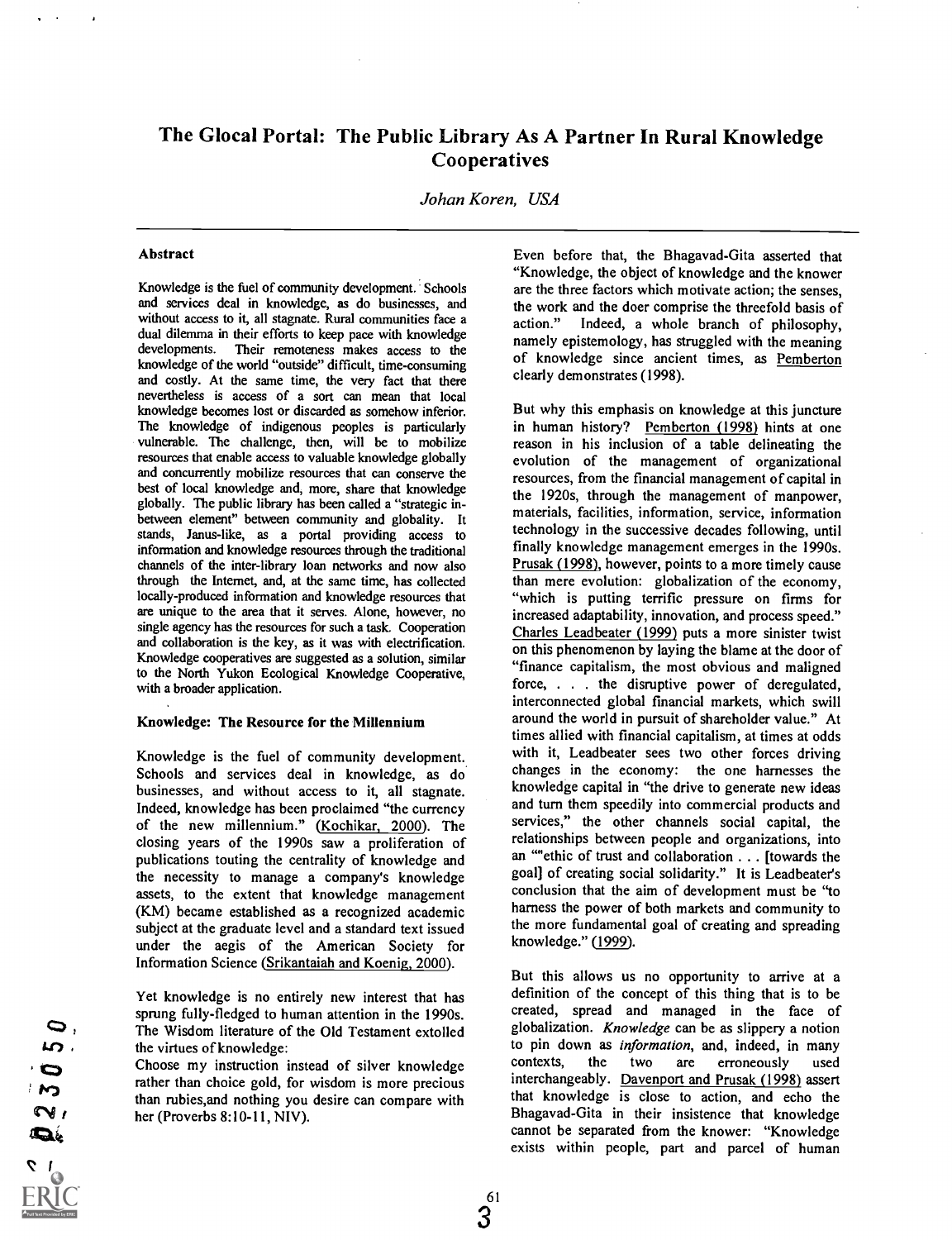# The Glocal Portal: The Public Library As A Partner In Rural Knowledge Cooperatives

*Johan Koren, USA*

### Abstract

Knowledge is the fuel of community development. Schools and services deal in knowledge, as do businesses, and without access to it, all stagnate. Rural communities face a dual dilemma in their efforts to keep pace with knowledge developments. Their remoteness makes access to the knowledge of the world "outside" difficult, time-consuming and costly. At the same time, the very fact that there nevertheless is access of a sort can mean that local knowledge becomes lost or discarded as somehow inferior. The knowledge of indigenous peoples is particularly vulnerable. The challenge, then, will be to mobilize resources that enable access to valuable knowledge globally and concurrently mobilize resources that can conserve the best of local knowledge and, more, share that knowledge globally. The public library has been called a "strategic in-between element" between community and globality. It stands, Janus-like, as a portal providing access to information and knowledge resources through the traditional channels of the inter-library loan networks and now also through the Internet, and, at the same time, has collected locally-produced information and knowledge resources that are unique to the area that it serves. Alone, however, no single agency has the resources for such a task. Cooperation and collaboration is the key, as it was with electrification. Knowledge cooperatives are suggested as a solution, similar to the North Yukon Ecological Knowledge Cooperative, with a broader application.

### Knowledge: The Resource for the Millennium

Knowledge is the fuel of community development. Schools and services deal in knowledge, as do businesses, and without access to it, all stagnate. Indeed, knowledge has been proclaimed "the currency of the new millennium." (Kochikar, 2000). The closing years of the 1990s saw a proliferation of publications touting the centrality of knowledge and the necessity to manage a company's knowledge assets, to the extent that knowledge management (KM) became established as a recognized academic subject at the graduate level and a standard text issued under the aegis of the American Society for Information Science (Srikantaiah and Koenig, 2000).

Yet knowledge is no entirely new interest that has sprung fully-fledged to human attention in the 1990s. The Wisdom literature of the Old Testament extolled the virtues of knowledge:

Choose my instruction instead of silver knowledge rather than choice gold, for wisdom is more precious than rubies,and nothing you desire can compare with her (Proverbs 8:10-11, NIV).

Even before that, the Bhagavad-Gita asserted that "Knowledge, the object of knowledge and the knower are the three factors which motivate action; the senses, the work and the doer comprise the threefold basis of action." Indeed, a whole branch of philosophy, namely epistemology, has struggled with the meaning of knowledge since ancient times, as Pemberton clearly demonstrates (1998).

But why this emphasis on knowledge at this juncture in human history? Pemberton (1998) hints at one reason in his inclusion of a table delineating the evolution of the management of organizational resources, from the financial management of capital in the 1920s, through the management of manpower, materials, facilities, information, service, information technology in the successive decades following, until finally knowledge management emerges in the 1990s. Prusak (1998), however, points to a more timely cause than mere evolution: globalization of the economy, "which is putting terrific pressure on firms for increased adaptability, innovation, and process speed." Charles Leadbeater (1999) puts a more sinister twist on this phenomenon by laying the blame at the door of "finance capitalism, the most obvious and maligned force, . . . the disruptive power of deregulated, interconnected global financial markets, which swill around the world in pursuit of shareholder value." At times allied with financial capitalism, at times at odds with it, Leadbeater sees two other forces driving changes in the economy: the one harnesses the knowledge capital in "the drive to generate new ideas and turn them speedily into commercial products and services," the other channels social capital, the relationships between people and organizations, into an ""ethic of trust and collaboration . . . [towards the goal] of creating social solidarity." It is Leadbeater's conclusion that the aim of development must be "to harness the power of both markets and community to the more fundamental goal of creating and spreading knowledge." (1999).

But this allows us no opportunity to arrive at a definition of the concept of this thing that is to be created, spread and managed in the face of globalization. *Knowledge* can be as slippery a notion to pin down as *information*, and, indeed, in many contexts, the two are erroneously used interchangeably. Davenport and Prusak (1998) assert that knowledge is close to action, and echo the Bhagavad-Gita in their insistence that knowledge cannot be separated from the knower: "Knowledge exists within people, part and parcel of human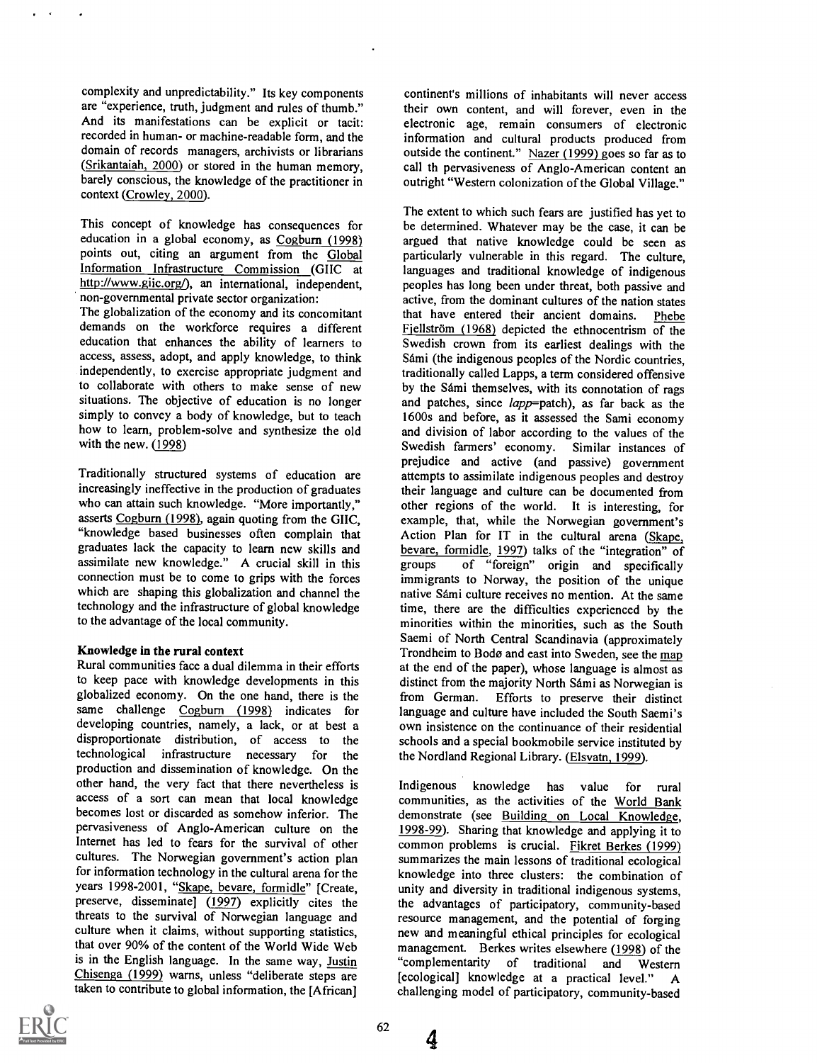complexity and unpredictability." Its key components are "experience, truth, judgment and rules of thumb." And its manifestations can be explicit or tacit: recorded in human- or machine-readable form, and the domain of records managers, archivists or librarians (Srikantaiah, 2000) or stored in the human memory, barely conscious, the knowledge of the practitioner in context (Crowley, 2000).

This concept of knowledge has consequences for education in a global economy, as Cogburn (1998) points out, citing an argument from the Global Information Infrastructure Commission (GIIC at http://www.giic.org/), an international, independent, non-governmental private sector organization:

The globalization of the economy and its concomitant demands on the workforce requires a different education that enhances the ability of learners to access, assess, adopt, and apply knowledge, to think independently, to exercise appropriate judgment and to collaborate with others to make sense of new situations. The objective of education is no longer simply to convey a body of knowledge, but to teach how to learn, problem-solve and synthesize the old with the new. (1998)

Traditionally structured systems of education are increasingly ineffective in the production of graduates who can attain such knowledge. "More importantly," asserts Cogburn (1998), again quoting from the GIIC, "knowledge based businesses often complain that graduates lack the capacity to learn new skills and assimilate new knowledge." A crucial skill in this connection must be to come to grips with the forces which are shaping this globalization and channel the technology and the infrastructure of global knowledge to the advantage of the local community.

**Knowledge in the rural context**

Rural communities face a dual dilemma in their efforts to keep pace with knowledge developments in this globalized economy. On the one hand, there is the same challenge Cogburn (1998) indicates for developing countries, namely, a lack, or at best a disproportionate distribution, of access to the technological infrastructure necessary for the production and dissemination of knowledge. On the other hand, the very fact that there nevertheless is access of a sort can mean that local knowledge becomes lost or discarded as somehow inferior. The pervasiveness of Anglo-American culture on the Internet has led to fears for the survival of other cultures. The Norwegian government's action plan for information technology in the cultural arena for the years 1998-2001, "Skape, bevare, formidle" [Create, preserve, disseminate] (1997) explicitly cites the threats to the survival of Norwegian language and culture when it claims, without supporting statistics, that over 90% of the content of the World Wide Web is in the English language. In the same way, Justin Chisenga (1999) warns, unless "deliberate steps are taken to contribute to global information, the [African] continent's millions of inhabitants will never access their own content, and will forever, even in the electronic age, remain consumers of electronic information and cultural products produced from outside the continent." Nazer (1999) goes so far as to call th pervasiveness of Anglo-American content an outright "Western colonization of the Global Village."

The extent to which such fears are justified has yet to be determined. Whatever may be the case, it can be argued that native knowledge could be seen as particularly vulnerable in this regard. The culture, languages and traditional knowledge of indigenous peoples has long been under threat, both passive and active, from the dominant cultures of the nation states that have entered their ancient domains. Phebe Fjellström (1968) depicted the ethnocentrism of the Swedish crown from its earliest dealings with the Sámi (the indigenous peoples of the Nordic countries, traditionally called Lapps, a term considered offensive by the Sámi themselves, with its connotation of rags and patches, since *lapp*=patch), as far back as the 1600s and before, as it assessed the Sami economy and division of labor according to the values of the Swedish farmers' economy. Similar instances of prejudice and active (and passive) government attempts to assimilate indigenous peoples and destroy their language and culture can be documented from other regions of the world. It is interesting, for example, that, while the Norwegian government's Action Plan for IT in the cultural arena (Skape, bevare, formidle, 1997) talks of the "integration" of groups of "foreign" origin and specifically immigrants to Norway, the position of the unique native Sámi culture receives no mention. At the same time, there are the difficulties experienced by the minorities within the minorities, such as the South Saemi of North Central Scandinavia (approximately Trondheim to Bodø and east into Sweden, see the map at the end of the paper), whose language is almost as distinct from the majority North Sámi as Norwegian is from German. Efforts to preserve their distinct language and culture have included the South Saemi's own insistence on the continuance of their residential schools and a special bookmobile service instituted by the Nordland Regional Library. (Elsvatn, 1999).

Indigenous knowledge has value for rural communities, as the activities of the World Bank demonstrate (see Building on Local Knowledge, 1998-99). Sharing that knowledge and applying it to common problems is crucial. Fikret Berkes (1999) summarizes the main lessons of traditional ecological knowledge into three clusters: the combination of unity and diversity in traditional indigenous systems, the advantages of participatory, community-based resource management, and the potential of forging new and meaningful ethical principles for ecological management. Berkes writes elsewhere (1998) of the "complementarity of traditional and Western [ecological] knowledge at a practical level." A challenging model of participatory, community-based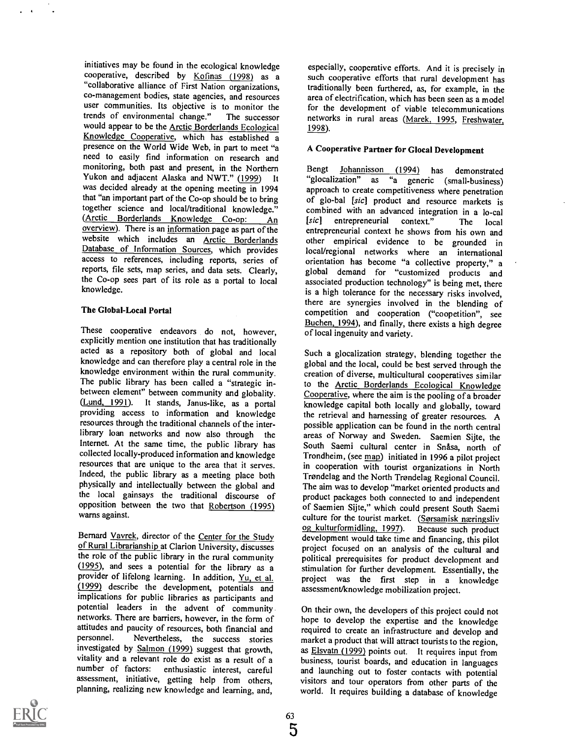initiatives may be found in the ecological knowledge cooperative, described by Kofinas (1998) as a "collaborative alliance of First Nation organizations, co-management bodies, state agencies, and resources user communities. Its objective is to monitor the trends of environmental change." The successor would appear to be the Arctic Borderlands Ecological Knowledge Cooperative, which has established a presence on the World Wide Web, in part to meet "a need to easily find information on research and monitoring, both past and present, in the Northern Yukon and adjacent Alaska and NWT." (1999) It was decided already at the opening meeting in 1994 that "an important part of the Co-op should be to bring together science and local/traditional knowledge." (Arctic Borderlands Knowledge Co-op: An overview). There is an information page as part of the website which includes an Arctic Borderlands Database of Information Sources, which provides access to references, including reports, series of reports, file sets, map series, and data sets. Clearly, the Co-op sees part of its role as a portal to local knowledge.

### The Global-Local Portal

These cooperative endeavors do not, however, explicitly mention one institution that has traditionally acted as a repository both of global and local knowledge and can therefore play a central role in the knowledge environment within the rural community. The public library has been called a "strategic in-between element" between community and globality. (Lund, 1991). It stands, Janus-like, as a portal providing access to information and knowledge resources through the traditional channels of the inter-library loan networks and now also through the Internet. At the same time, the public library has collected locally-produced information and knowledge resources that are unique to the area that it serves. Indeed, the public library as a meeting place both physically and intellectually between the global and the local gainsays the traditional discourse of opposition between the two that Robertson (1995) warns against.

Bernard Vavrek, director of the Center for the Study of Rural Librarianship at Clarion University, discusses the role of the public library in the rural community (1995), and sees a potential for the library as a provider of lifelong learning. In addition, Yu, et al. (1999) describe the development, potentials and implications for public libraries as participants and potential leaders in the advent of community networks. There are barriers, however, in the form of attitudes and paucity of resources, both financial and personnel. Nevertheless, the success stories investigated by Salmon (1999) suggest that growth, vitality and a relevant role do exist as a result of a number of factors: enthusiastic interest, careful assessment, initiative, getting help from others, planning, realizing new knowledge and learning, and, especially, cooperative efforts. And it is precisely in such cooperative efforts that rural development has traditionally been furthered, as, for example, in the area of electrification, which has been seen as a model for the development of viable telecommunications networks in rural areas (Marek, 1995, Freshwater, 1998).

### A Cooperative Partner for Glocal Development

Bengt Johannisson (1994) has demonstrated "glocalization" as "a generic (small-business) approach to create competitiveness where penetration of glo-bal [*sic*] product and resource markets is combined with an advanced integration in a lo-cal [*sic*] entrepreneurial context." The local entrepreneurial context he shows from his own and other empirical evidence to be grounded in local/regional networks where an international orientation has become "a collective property," a global demand for "customized products and associated production technology" is being met, there is a high tolerance for the necessary risks involved, there are synergies involved in the blending of competition and cooperation ("coopetition", see Buchen, 1994), and finally, there exists a high degree of local ingenuity and variety.

Such a glocalization strategy, blending together the global and the local, could be best served through the creation of diverse, multicultural cooperatives similar to the Arctic Borderlands Ecological Knowledge Cooperative, where the aim is the pooling of a broader knowledge capital both locally and globally, toward the retrieval and harnessing of greater resources. A possible application can be found in the north central areas of Norway and Sweden. Saemien Sijte, the South Saemi cultural center in Snåsa, north of Trondheim, (see map) initiated in 1996 a pilot project in cooperation with tourist organizations in North Trøndelag and the North Trøndelag Regional Council. The aim was to develop "market oriented products and product packages both connected to and independent of Saemien Sijte," which could present South Saemi culture for the tourist market. (Sørsamisk næringsliv og kulturformidling, 1997). Because such product development would take time and financing, this pilot project focused on an analysis of the cultural and political prerequisites for product development and stimulation for further development. Essentially, the project was the first step in a knowledge assessment/knowledge mobilization project.

On their own, the developers of this project could not hope to develop the expertise and the knowledge required to create an infrastructure and develop and market a product that will attract tourists to the region, as Elsvatn (1999) points out. It requires input from business, tourist boards, and education in languages and launching out to foster contacts with potential visitors and tour operators from other parts of the world. It requires building a database of knowledge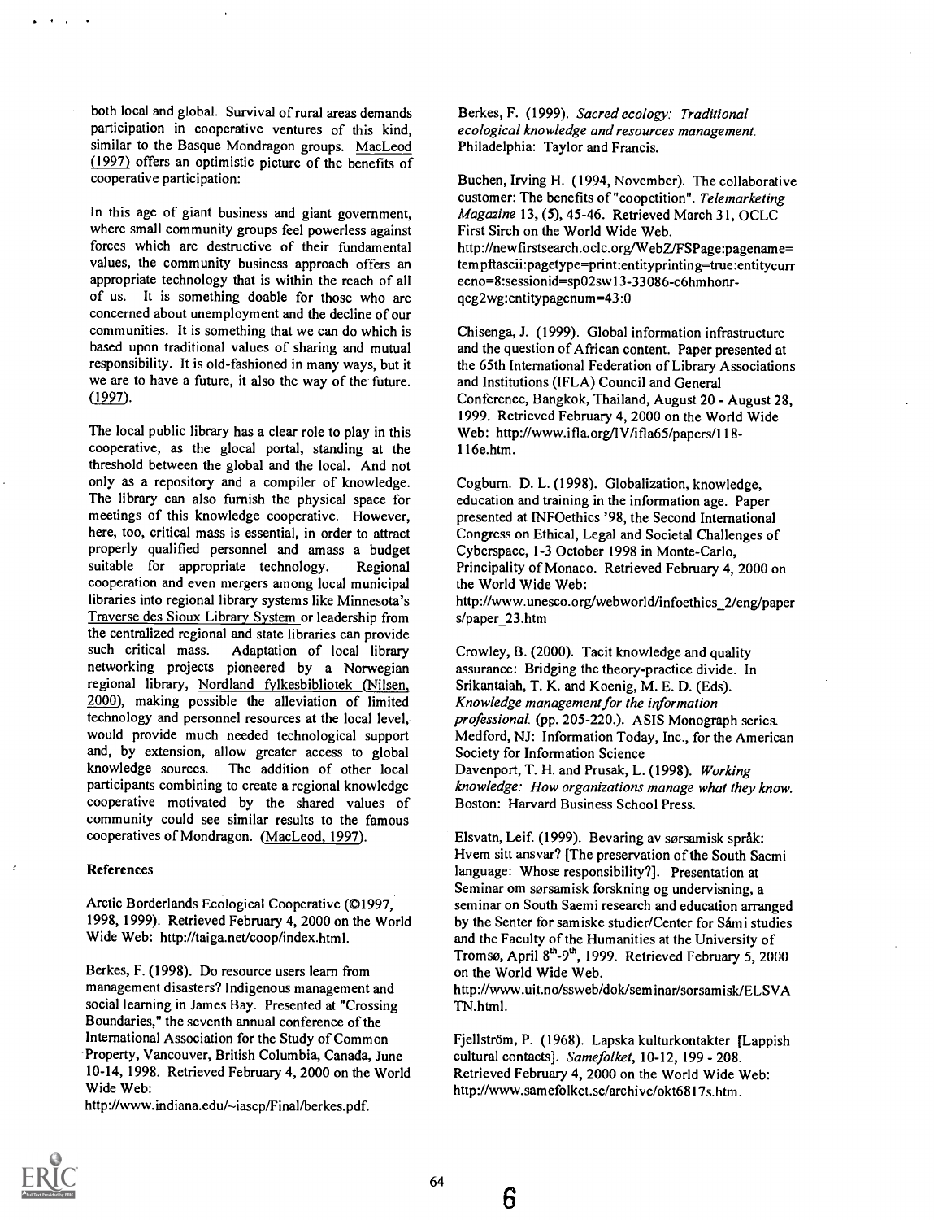both local and global. Survival of rural areas demands participation in cooperative ventures of this kind, similar to the Basque Mondragon groups. MacLeod (1997) offers an optimistic picture of the benefits of cooperative participation:

In this age of giant business and giant government, where small community groups feel powerless against forces which are destructive of their fundamental values, the community business approach offers an appropriate technology that is within the reach of all of us. It is something doable for those who are concerned about unemployment and the decline of our communities. It is something that we can do which is based upon traditional values of sharing and mutual responsibility. It is old-fashioned in many ways, but it we are to have a future, it also the way of the future. (1997).

The local public library has a clear role to play in this cooperative, as the glocal portal, standing at the threshold between the global and the local. And not only as a repository and a compiler of knowledge. The library can also furnish the physical space for meetings of this knowledge cooperative. However, here, too, critical mass is essential, in order to attract properly qualified personnel and amass a budget suitable for appropriate technology. Regional cooperation and even mergers among local municipal libraries into regional library systems like Minnesota's Traverse des Sioux Library System or leadership from the centralized regional and state libraries can provide such critical mass. Adaptation of local library networking projects pioneered by a Norwegian regional library, Nordland fylkesbibliotek (Nilsen, 2000), making possible the alleviation of limited technology and personnel resources at the local level, would provide much needed technological support and, by extension, allow greater access to global knowledge sources. The addition of other local participants combining to create a regional knowledge cooperative motivated by the shared values of community could see similar results to the famous cooperatives of Mondragon. (MacLeod, 1997).

## References

Arctic Borderlands Ecological Cooperative (©1997, 1998, 1999). Retrieved February 4, 2000 on the World Wide Web: http://taiga.net/coop/index.html.

Berkes, F. (1998). Do resource users learn from management disasters? Indigenous management and social learning in James Bay. Presented at "Crossing Boundaries," the seventh annual conference of the International Association for the Study of Common Property, Vancouver, British Columbia, Canada, June 10-14, 1998. Retrieved February 4, 2000 on the World Wide Web: http://www.indiana.edu/~iascp/Final/berkes.pdf.

Berkes, F. (1999). *Sacred ecology: Traditional ecological knowledge and resources management.* Philadelphia: Taylor and Francis.

Buchen, Irving H. (1994, November). The collaborative customer: The benefits of "coopetition". *Telemarketing Magazine* 13, (5), 45-46. Retrieved March 31, OCLC First Sirch on the World Wide Web. http://newfirstsearch.oclc.org/WebZ/FSPage:pagename=tempftascii:pagetype=print:entityprinting=true:entitycurrecno=8:sessionid=sp02sw13-33086-c6hmhonr-qcg2wg:entitypagenum=43:0

Chisenga, J. (1999). Global information infrastructure and the question of African content. Paper presented at the 65th International Federation of Library Associations and Institutions (IFLA) Council and General Conference, Bangkok, Thailand, August 20 - August 28, 1999. Retrieved February 4, 2000 on the World Wide Web: http://www.ifla.org/IV/ifla65/papers/118-116e.htm.

Cogburn. D. L. (1998). Globalization, knowledge, education and training in the information age. Paper presented at INFOethics '98, the Second International Congress on Ethical, Legal and Societal Challenges of Cyberspace, 1-3 October 1998 in Monte-Carlo, Principality of Monaco. Retrieved February 4, 2000 on the World Wide Web: http://www.unesco.org/webworld/infoethics_2/eng/papers/paper_23.htm

Crowley, B. (2000). Tacit knowledge and quality assurance: Bridging the theory-practice divide. In Srikantaiah, T. K. and Koenig, M. E. D. (Eds). *Knowledge management for the information professional.* (pp. 205-220.). ASIS Monograph series. Medford, NJ: Information Today, Inc., for the American Society for Information Science

Davenport, T. H. and Prusak, L. (1998). *Working knowledge: How organizations manage what they know.* Boston: Harvard Business School Press.

Elsvatn, Leif. (1999). Bevaring av sørsamisk språk: Hvem sitt ansvar? [The preservation of the South Saemi language: Whose responsibility?]. Presentation at Seminar om sørsamisk forskning og undervisning, a seminar on South Saemi research and education arranged by the Senter for samiske studier/Center for Sámi studies and the Faculty of the Humanities at the University of Tromsø, April 8th-9th, 1999. Retrieved February 5, 2000 on the World Wide Web. http://www.uit.no/ssweb/dok/seminar/sorsamisk/ELSVATN.html.

Fjellström, P. (1968). Lapska kulturkontakter [Lappish cultural contacts]. *Samefolket*, 10-12, 199 - 208. Retrieved February 4, 2000 on the World Wide Web: http://www.samefolket.se/archive/okt6817s.htm.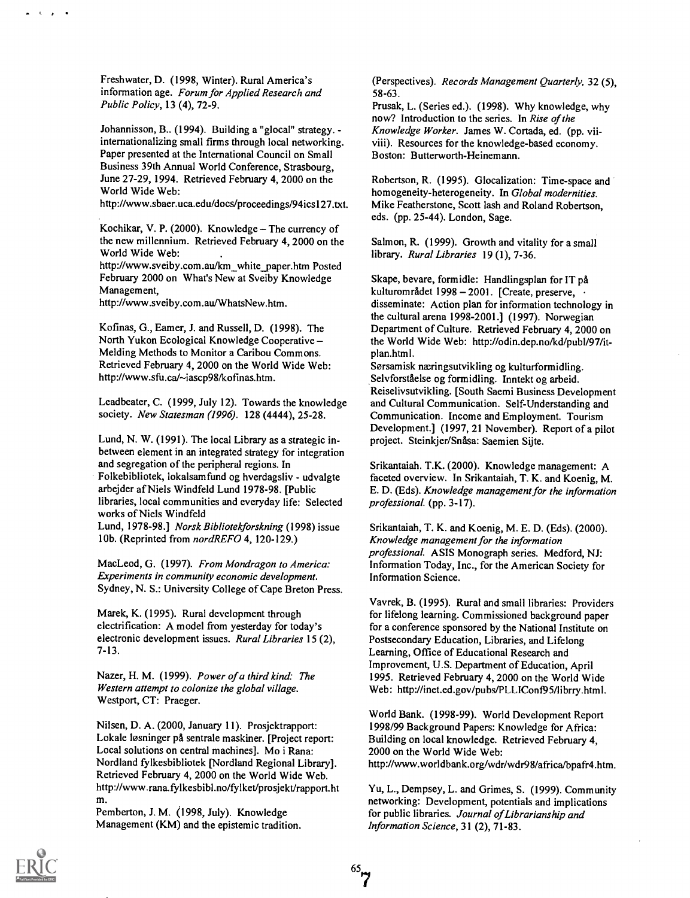Freshwater, D. (1998, Winter). Rural America's information age. *Forum for Applied Research and Public Policy*, 13 (4), 72-9.

Johannisson, B.. (1994). Building a "glocal" strategy. - internationalizing small firms through local networking. Paper presented at the International Council on Small Business 39th Annual World Conference, Strasbourg, June 27-29, 1994. Retrieved February 4, 2000 on the World Wide Web: http://www.sbaer.uca.edu/docs/proceedings/94ics127.txt.

Kochikar, V. P. (2000). Knowledge – The currency of the new millennium. Retrieved February 4, 2000 on the World Wide Web: http://www.sveiby.com.au/km_white_paper.htm Posted February 2000 on What's New at Sveiby Knowledge Management, http://www.sveiby.com.au/WhatsNew.htm.

Kofinas, G., Eamer, J. and Russell, D. (1998). The North Yukon Ecological Knowledge Cooperative – Melding Methods to Monitor a Caribou Commons. Retrieved February 4, 2000 on the World Wide Web: http://www.sfu.ca/~iascp98/kofinas.htm.

Leadbeater, C. (1999, July 12). Towards the knowledge society. *New Statesman (1996)*. 128 (4444), 25-28.

Lund, N. W. (1991). The local Library as a strategic in-between element in an integrated strategy for integration and segregation of the peripheral regions. In Folkebibliotek, lokalsamfund og hverdagsliv - udvalgte arbejder af Niels Windfeld Lund 1978-98. [Public libraries, local communities and everyday life: Selected works of Niels Windfeld Lund, 1978-98.] *Norsk Bibliotekforskning* (1998) issue 10b. (Reprinted from *nordREFO* 4, 120-129.)

MacLeod, G. (1997). *From Mondragon to America: Experiments in community economic development.* Sydney, N. S.: University College of Cape Breton Press.

Marek, K. (1995). Rural development through electrification: A model from yesterday for today's electronic development issues. *Rural Libraries* 15 (2), 7-13.

Nazer, H. M. (1999). *Power of a third kind: The Western attempt to colonize the global village.* Westport, CT: Praeger.

Nilsen, D. A. (2000, January 11). Prosjektrapport: Lokale løsninger på sentrale maskiner. [Project report: Local solutions on central machines]. Mo i Rana: Nordland fylkesbibliotek [Nordland Regional Library]. Retrieved February 4, 2000 on the World Wide Web. http://www.rana.fylkesbibl.no/fylket/prosjekt/rapport.htm.

Pemberton, J. M. (1998, July). Knowledge Management (KM) and the epistemic tradition. (Perspectives). *Records Management Quarterly*, 32 (5), 58-63.

Prusak, L. (Series ed.). (1998). Why knowledge, why now? Introduction to the series. In *Rise of the Knowledge Worker*. James W. Cortada, ed. (pp. vii-viii). Resources for the knowledge-based economy. Boston: Butterworth-Heinemann.

Robertson, R. (1995). Glocalization: Time-space and homogeneity-heterogeneity. In *Global modernities*. Mike Featherstone, Scott lash and Roland Robertson, eds. (pp. 25-44). London, Sage.

Salmon, R. (1999). Growth and vitality for a small library. *Rural Libraries* 19 (1), 7-36.

Skape, bevare, formidle: Handlingsplan for IT på kulturområdet 1998 – 2001. [Create, preserve, disseminate: Action plan for information technology in the cultural arena 1998-2001.] (1997). Norwegian Department of Culture. Retrieved February 4, 2000 on the World Wide Web: http://odin.dep.no/kd/publ/97/it-plan.html.

Sørsamisk næringsutvikling og kulturformidling. Selvforståelse og formidling. Inntekt og arbeid. Reiselivsutvikling. [South Saemi Business Development and Cultural Communication. Self-Understanding and Communication. Income and Employment. Tourism Development.] (1997, 21 November). Report of a pilot project. Steinkjer/Snåsa: Saemien Sijte.

Srikantaiah. T.K. (2000). Knowledge management: A faceted overview. In Srikantaiah, T. K. and Koenig, M. E. D. (Eds). *Knowledge management for the information professional.* (pp. 3-17).

Srikantaiah, T. K. and Koenig, M. E. D. (Eds). (2000). *Knowledge management for the information professional.* ASIS Monograph series. Medford, NJ: Information Today, Inc., for the American Society for Information Science.

Vavrek, B. (1995). Rural and small libraries: Providers for lifelong learning. Commissioned background paper for a conference sponsored by the National Institute on Postsecondary Education, Libraries, and Lifelong Learning, Office of Educational Research and Improvement, U.S. Department of Education, April 1995. Retrieved February 4, 2000 on the World Wide Web: http://inet.ed.gov/pubs/PLLIConf95/librry.html.

World Bank. (1998-99). World Development Report 1998/99 Background Papers: Knowledge for Africa: Building on local knowledge. Retrieved February 4, 2000 on the World Wide Web: http://www.worldbank.org/wdr/wdr98/africa/bpafr4.htm.

Yu, L., Dempsey, L. and Grimes, S. (1999). Community networking: Development, potentials and implications for public libraries. *Journal of Librarianship and Information Science*, 31 (2), 71-83.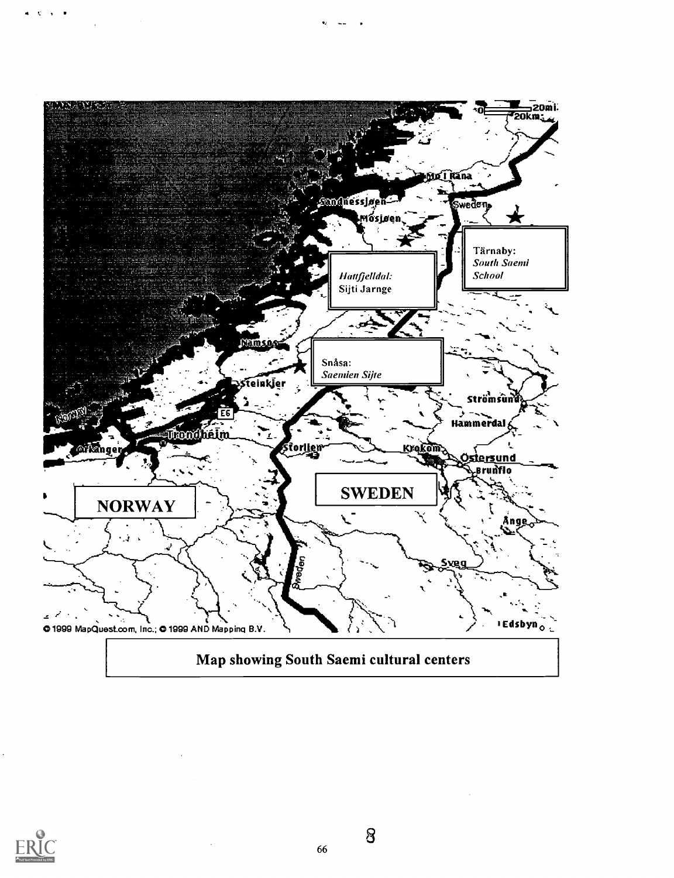Tärnaby: *South Saemi School*

*Hattfjelldal:* Sijti Jarnge

Snåsa: *Saemien Sijte*

NORWAY

SWEDEN

© 1999 MapQuest.com, Inc.; © 1999 AND Mapping B.V.

Map showing South Saemi cultural centers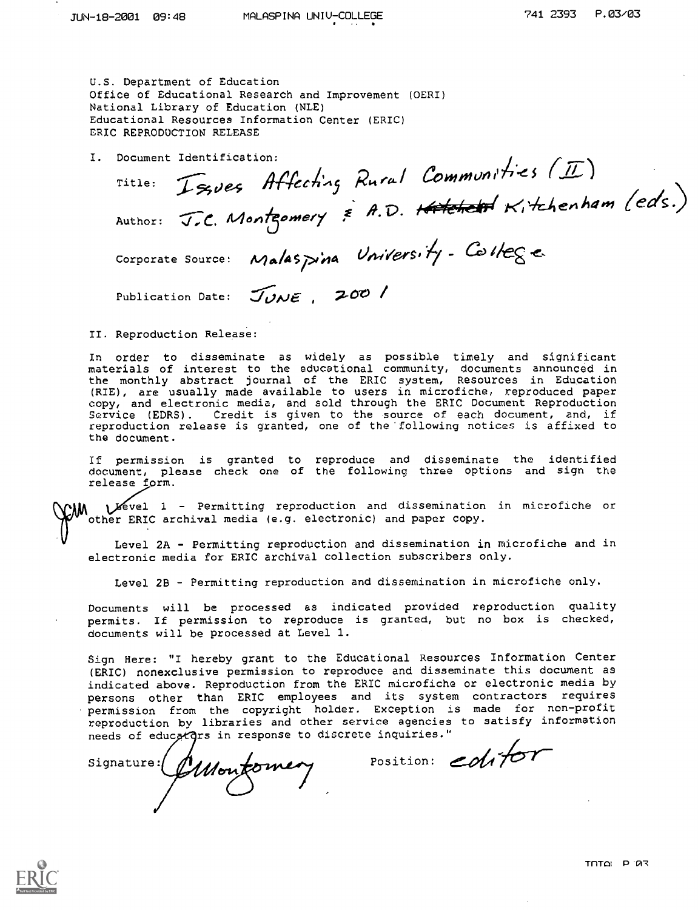U.S. Department of Education
Office of Educational Research and Improvement (OERI)
National Library of Education (NLE)
Educational Resources Information Center (ERIC)
ERIC REPRODUCTION RELEASE

I. Document Identification:

Title: Issues Affecting Rural Communities (II)

Author: J.C. Montgomery & A.D. ~~Kitchenh~~ Kitchenham (eds.)

Corporate Source: Malaspina University - College

Publication Date: JUNE, 2001

II. Reproduction Release:

In order to disseminate as widely as possible timely and significant materials of interest to the educational community, documents announced in the monthly abstract journal of the ERIC system, Resources in Education (RIE), are usually made available to users in microfiche, reproduced paper copy, and electronic media, and sold through the ERIC Document Reproduction Service (EDRS). Credit is given to the source of each document, and, if reproduction release is granted, one of the following notices is affixed to the document.

If permission is granted to reproduce and disseminate the identified document, please check one of the following three options and sign the release form.

JCM ✓ Level 1 - Permitting reproduction and dissemination in microfiche or other ERIC archival media (e.g. electronic) and paper copy.

Level 2A - Permitting reproduction and dissemination in microfiche and in electronic media for ERIC archival collection subscribers only.

Level 2B - Permitting reproduction and dissemination in microfiche only.

Documents will be processed as indicated provided reproduction quality permits. If permission to reproduce is granted, but no box is checked, documents will be processed at Level 1.

Sign Here: "I hereby grant to the Educational Resources Information Center (ERIC) nonexclusive permission to reproduce and disseminate this document as indicated above. Reproduction from the ERIC microfiche or electronic media by persons other than ERIC employees and its system contractors requires permission from the copyright holder. Exception is made for non-profit reproduction by libraries and other service agencies to satisfy information needs of educators in response to discrete inquiries."

Signature: JMontgomery    Position: editor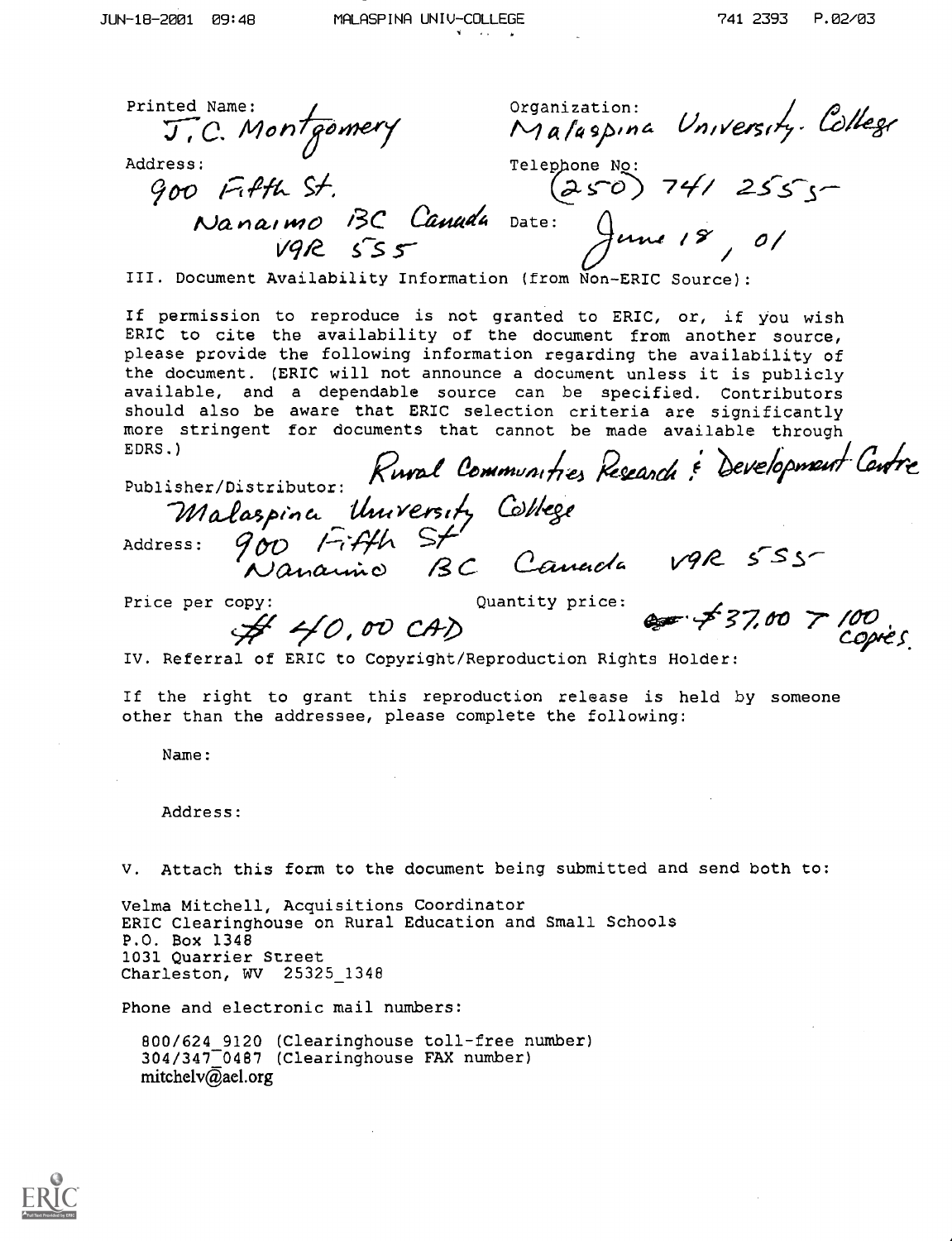Printed Name: J.C. Montgomery

Organization: Malaspina University College

Address: 900 Fifth St. Nanaimo BC Canada V9R 5S5

Telephone No: (250) 741 2555

Date: June 18, 01

III. Document Availability Information (from Non-ERIC Source):

If permission to reproduce is not granted to ERIC, or, if you wish ERIC to cite the availability of the document from another source, please provide the following information regarding the availability of the document. (ERIC will not announce a document unless it is publicly available, and a dependable source can be specified. Contributors should also be aware that ERIC selection criteria are significantly more stringent for documents that cannot be made available through EDRS.)

Publisher/Distributor: Rural Communities Research & Development Centre Malaspina University College

Address: 900 Fifth St Nanaimo BC Canada V9R 5S5

Price per copy: $40.00 CAD

Quantity price: $37.00 > 100 copies.

IV. Referral of ERIC to Copyright/Reproduction Rights Holder:

If the right to grant this reproduction release is held by someone other than the addressee, please complete the following:

Name:

Address:

V. Attach this form to the document being submitted and send both to:

Velma Mitchell, Acquisitions Coordinator
ERIC Clearinghouse on Rural Education and Small Schools
P.O. Box 1348
1031 Quarrier Street
Charleston, WV 25325_1348

Phone and electronic mail numbers:

800/624_9120 (Clearinghouse toll-free number)
304/347_0487 (Clearinghouse FAX number)
mitchelv@ael.org